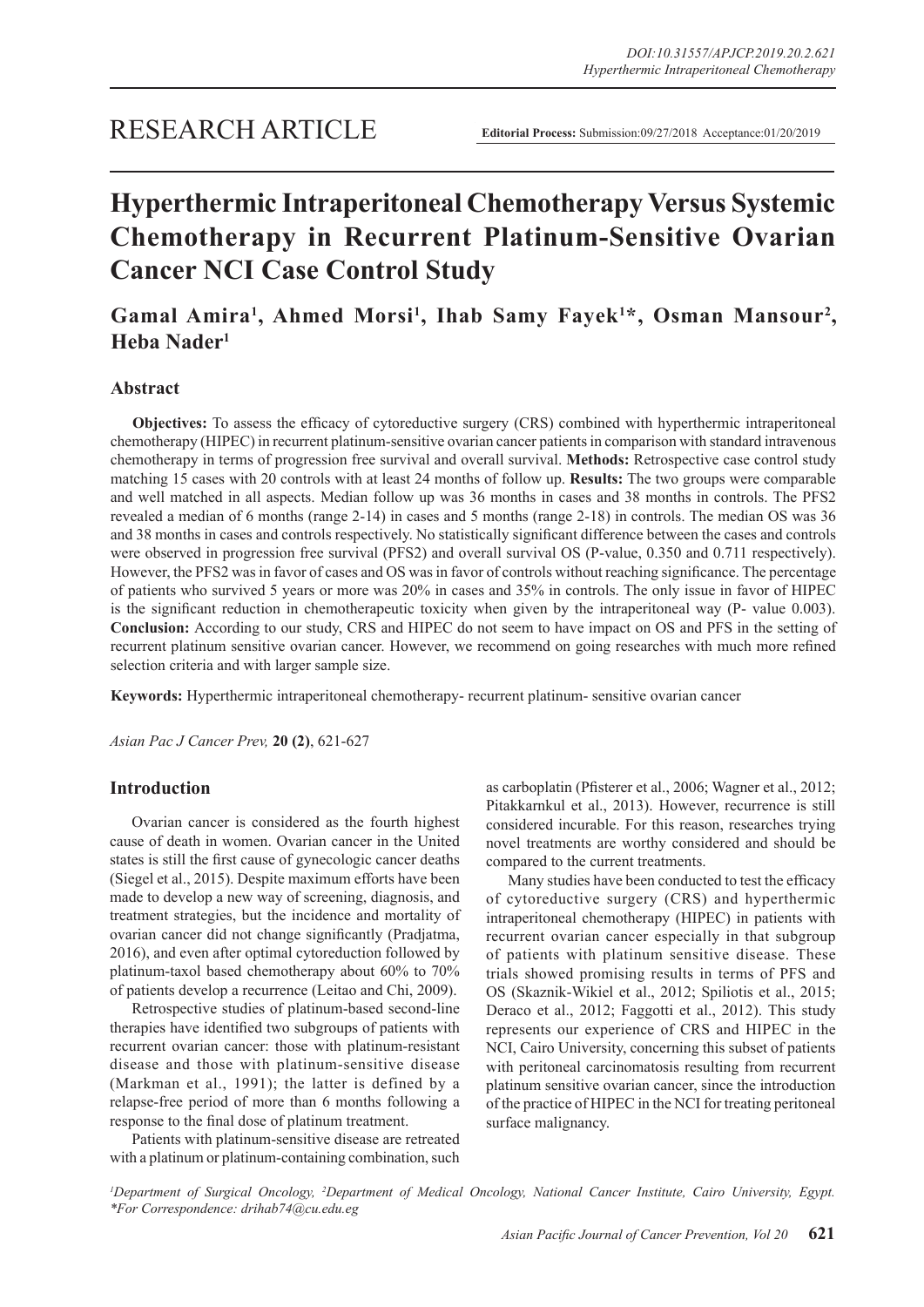RESEARCH ARTICLE

**Editorial Process:** Submission:09/27/2018 Acceptance:01/20/2019

# Hyperthermic Intraperitoneal Chemotherapy Versus Systemic Chemotherapy in Recurrent Platinum-Sensitive Ovarian Cancer NCI Case Control Study

**Gamal Amira[1], Ahmed Morsi[1], Ihab Samy Fayek[1]*, Osman Mansour[2], Heba Nader[1]**

## Abstract

**Objectives:** To assess the efficacy of cytoreductive surgery (CRS) combined with hyperthermic intraperitoneal chemotherapy (HIPEC) in recurrent platinum-sensitive ovarian cancer patients in comparison with standard intravenous chemotherapy in terms of progression free survival and overall survival. **Methods:** Retrospective case control study matching 15 cases with 20 controls with at least 24 months of follow up. **Results:** The two groups were comparable and well matched in all aspects. Median follow up was 36 months in cases and 38 months in controls. The PFS2 revealed a median of 6 months (range 2-14) in cases and 5 months (range 2-18) in controls. The median OS was 36 and 38 months in cases and controls respectively. No statistically significant difference between the cases and controls were observed in progression free survival (PFS2) and overall survival OS (P-value, 0.350 and 0.711 respectively). However, the PFS2 was in favor of cases and OS was in favor of controls without reaching significance. The percentage of patients who survived 5 years or more was 20% in cases and 35% in controls. The only issue in favor of HIPEC is the significant reduction in chemotherapeutic toxicity when given by the intraperitoneal way (P- value 0.003). **Conclusion:** According to our study, CRS and HIPEC do not seem to have impact on OS and PFS in the setting of recurrent platinum sensitive ovarian cancer. However, we recommend on going researches with much more refined selection criteria and with larger sample size.

**Keywords:** Hyperthermic intraperitoneal chemotherapy- recurrent platinum- sensitive ovarian cancer

*Asian Pac J Cancer Prev,* **20 (2)**, 621-627

## Introduction

Ovarian cancer is considered as the fourth highest cause of death in women. Ovarian cancer in the United states is still the first cause of gynecologic cancer deaths (Siegel et al., 2015). Despite maximum efforts have been made to develop a new way of screening, diagnosis, and treatment strategies, but the incidence and mortality of ovarian cancer did not change significantly (Pradjatma, 2016), and even after optimal cytoreduction followed by platinum-taxol based chemotherapy about 60% to 70% of patients develop a recurrence (Leitao and Chi, 2009).

Retrospective studies of platinum-based second-line therapies have identified two subgroups of patients with recurrent ovarian cancer: those with platinum-resistant disease and those with platinum-sensitive disease (Markman et al., 1991); the latter is defined by a relapse-free period of more than 6 months following a response to the final dose of platinum treatment.

Patients with platinum-sensitive disease are retreated with a platinum or platinum-containing combination, such as carboplatin (Pfisterer et al., 2006; Wagner et al., 2012; Pitakkarnkul et al., 2013). However, recurrence is still considered incurable. For this reason, researches trying novel treatments are worthy considered and should be compared to the current treatments.

Many studies have been conducted to test the efficacy of cytoreductive surgery (CRS) and hyperthermic intraperitoneal chemotherapy (HIPEC) in patients with recurrent ovarian cancer especially in that subgroup of patients with platinum sensitive disease. These trials showed promising results in terms of PFS and OS (Skaznik-Wikiel et al., 2012; Spiliotis et al., 2015; Deraco et al., 2012; Faggotti et al., 2012). This study represents our experience of CRS and HIPEC in the NCI, Cairo University, concerning this subset of patients with peritoneal carcinomatosis resulting from recurrent platinum sensitive ovarian cancer, since the introduction of the practice of HIPEC in the NCI for treating peritoneal surface malignancy.

[1]Department of Surgical Oncology, [2]Department of Medical Oncology, National Cancer Institute, Cairo University, Egypt. *For Correspondence: drihab74@cu.edu.eg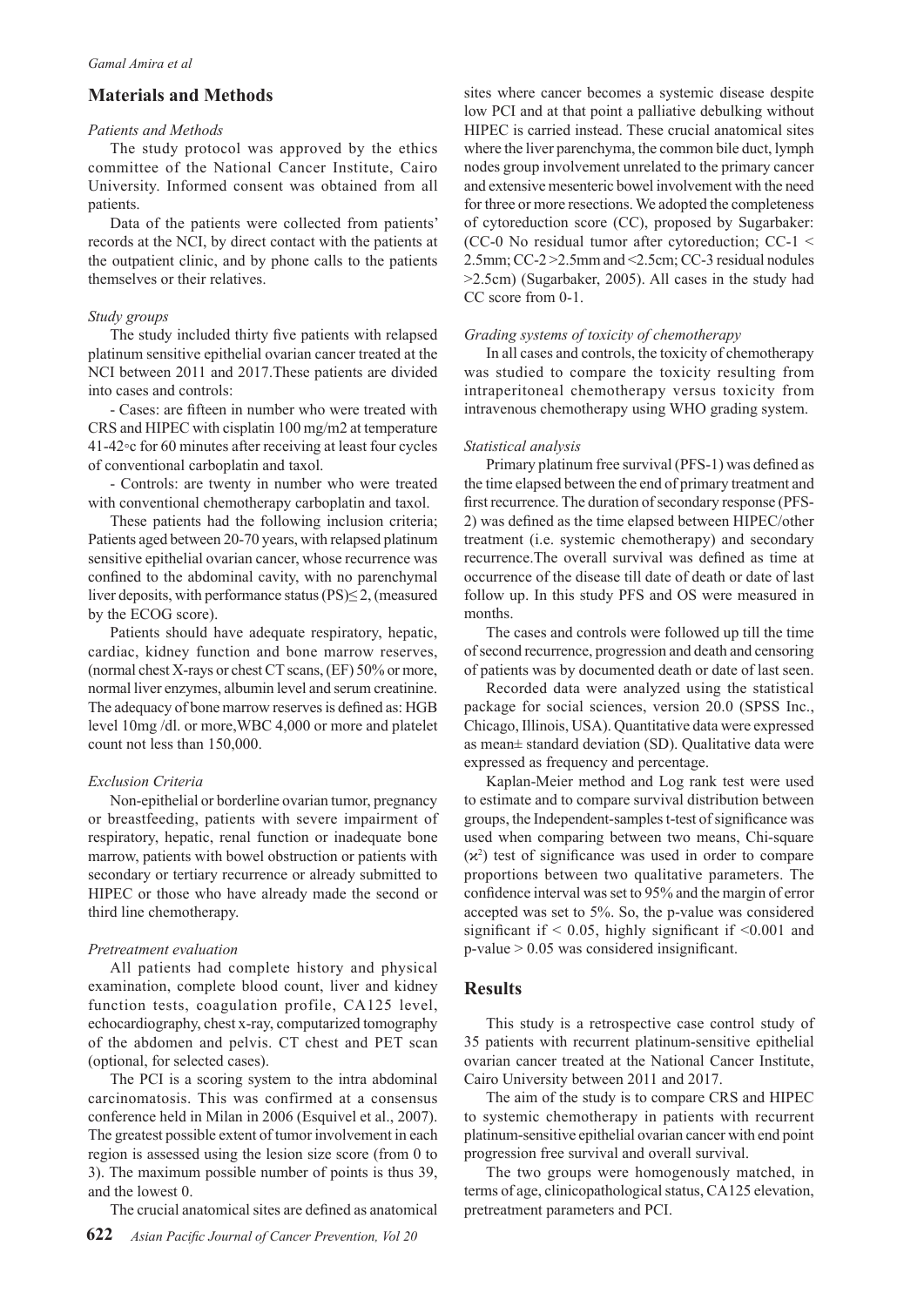## Materials and Methods

### *Patients and Methods*

The study protocol was approved by the ethics committee of the National Cancer Institute, Cairo University. Informed consent was obtained from all patients.

Data of the patients were collected from patients' records at the NCI, by direct contact with the patients at the outpatient clinic, and by phone calls to the patients themselves or their relatives.

### *Study groups*

The study included thirty five patients with relapsed platinum sensitive epithelial ovarian cancer treated at the NCI between 2011 and 2017.These patients are divided into cases and controls:

- Cases: are fifteen in number who were treated with CRS and HIPEC with cisplatin 100 mg/m2 at temperature 41-42◦c for 60 minutes after receiving at least four cycles of conventional carboplatin and taxol.

- Controls: are twenty in number who were treated with conventional chemotherapy carboplatin and taxol.

These patients had the following inclusion criteria; Patients aged between 20-70 years, with relapsed platinum sensitive epithelial ovarian cancer, whose recurrence was confined to the abdominal cavity, with no parenchymal liver deposits, with performance status (PS)≤ 2, (measured by the ECOG score).

Patients should have adequate respiratory, hepatic, cardiac, kidney function and bone marrow reserves, (normal chest X-rays or chest CT scans, (EF) 50% or more, normal liver enzymes, albumin level and serum creatinine. The adequacy of bone marrow reserves is defined as: HGB level 10mg /dl. or more,WBC 4,000 or more and platelet count not less than 150,000.

### *Exclusion Criteria*

Non-epithelial or borderline ovarian tumor, pregnancy or breastfeeding, patients with severe impairment of respiratory, hepatic, renal function or inadequate bone marrow, patients with bowel obstruction or patients with secondary or tertiary recurrence or already submitted to HIPEC or those who have already made the second or third line chemotherapy.

### *Pretreatment evaluation*

All patients had complete history and physical examination, complete blood count, liver and kidney function tests, coagulation profile, CA125 level, echocardiography, chest x-ray, computarized tomography of the abdomen and pelvis. CT chest and PET scan (optional, for selected cases).

The PCI is a scoring system to the intra abdominal carcinomatosis. This was confirmed at a consensus conference held in Milan in 2006 (Esquivel et al., 2007). The greatest possible extent of tumor involvement in each region is assessed using the lesion size score (from 0 to 3). The maximum possible number of points is thus 39, and the lowest 0.

The crucial anatomical sites are defined as anatomical sites where cancer becomes a systemic disease despite low PCI and at that point a palliative debulking without HIPEC is carried instead. These crucial anatomical sites where the liver parenchyma, the common bile duct, lymph nodes group involvement unrelated to the primary cancer and extensive mesenteric bowel involvement with the need for three or more resections. We adopted the completeness of cytoreduction score (CC), proposed by Sugarbaker: (CC-0 No residual tumor after cytoreduction; CC-1 < 2.5mm; CC-2 >2.5mm and <2.5cm; CC-3 residual nodules >2.5cm) (Sugarbaker, 2005). All cases in the study had CC score from 0-1.

### *Grading systems of toxicity of chemotherapy*

In all cases and controls, the toxicity of chemotherapy was studied to compare the toxicity resulting from intraperitoneal chemotherapy versus toxicity from intravenous chemotherapy using WHO grading system.

### *Statistical analysis*

Primary platinum free survival (PFS-1) was defined as the time elapsed between the end of primary treatment and first recurrence. The duration of secondary response (PFS-2) was defined as the time elapsed between HIPEC/other treatment (i.e. systemic chemotherapy) and secondary recurrence.The overall survival was defined as time at occurrence of the disease till date of death or date of last follow up. In this study PFS and OS were measured in months.

The cases and controls were followed up till the time of second recurrence, progression and death and censoring of patients was by documented death or date of last seen.

Recorded data were analyzed using the statistical package for social sciences, version 20.0 (SPSS Inc., Chicago, Illinois, USA). Quantitative data were expressed as mean± standard deviation (SD). Qualitative data were expressed as frequency and percentage.

Kaplan-Meier method and Log rank test were used to estimate and to compare survival distribution between groups, the Independent-samples t-test of significance was used when comparing between two means, Chi-square ($\varkappa^2$) test of significance was used in order to compare proportions between two qualitative parameters. The confidence interval was set to 95% and the margin of error accepted was set to 5%. So, the p-value was considered significant if $< 0.05$, highly significant if $<0.001$ and p-value $> 0.05$ was considered insignificant.

## Results

This study is a retrospective case control study of 35 patients with recurrent platinum-sensitive epithelial ovarian cancer treated at the National Cancer Institute, Cairo University between 2011 and 2017.

The aim of the study is to compare CRS and HIPEC to systemic chemotherapy in patients with recurrent platinum-sensitive epithelial ovarian cancer with end point progression free survival and overall survival.

The two groups were homogenously matched, in terms of age, clinicopathological status, CA125 elevation, pretreatment parameters and PCI.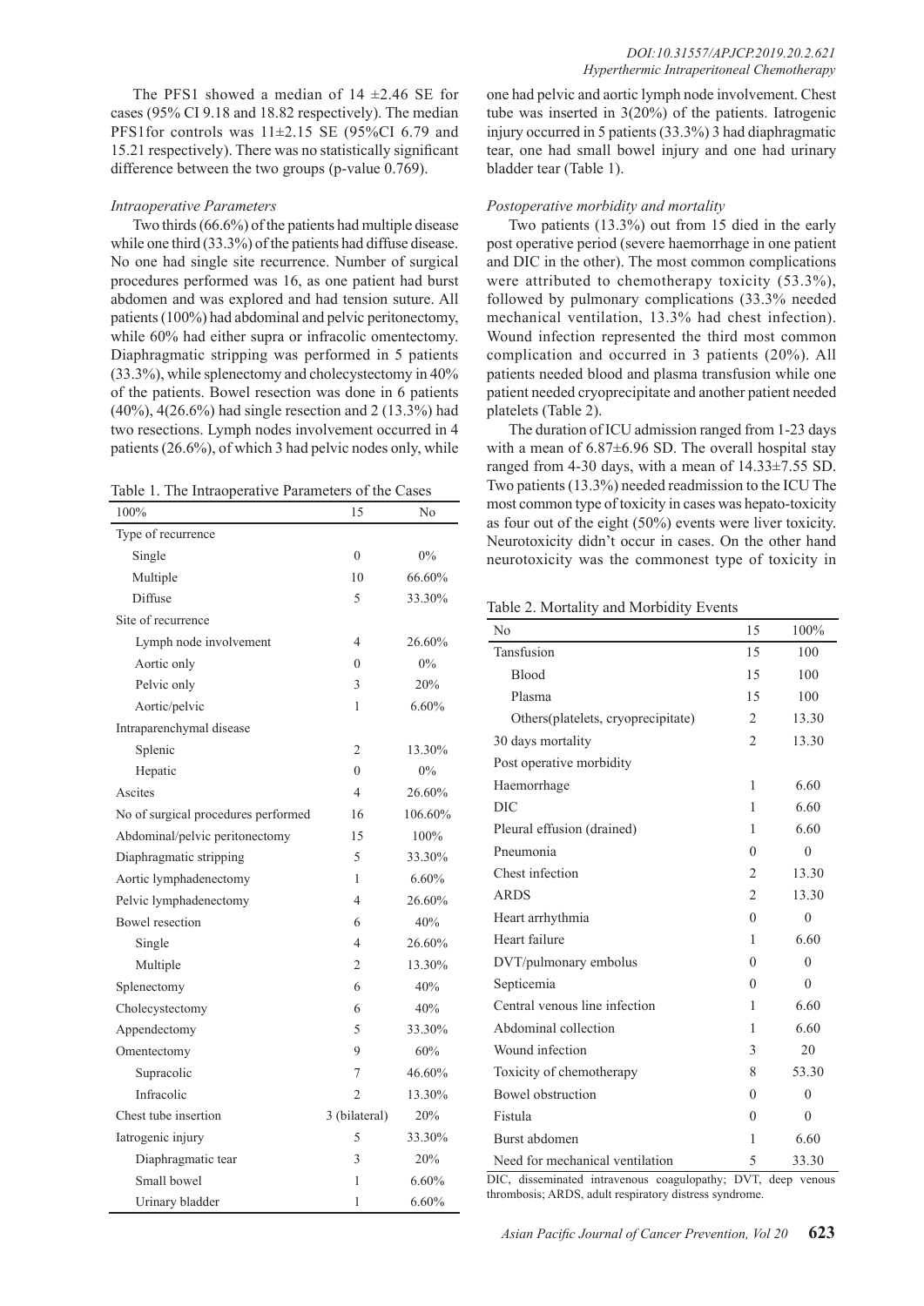The PFS1 showed a median of 14 ±2.46 SE for cases (95% CI 9.18 and 18.82 respectively). The median PFS1for controls was 11±2.15 SE (95%CI 6.79 and 15.21 respectively). There was no statistically significant difference between the two groups (p-value 0.769).

*Intraoperative Parameters*

Two thirds (66.6%) of the patients had multiple disease while one third (33.3%) of the patients had diffuse disease. No one had single site recurrence. Number of surgical procedures performed was 16, as one patient had burst abdomen and was explored and had tension suture. All patients (100%) had abdominal and pelvic peritonectomy, while 60% had either supra or infracolic omentectomy. Diaphragmatic stripping was performed in 5 patients (33.3%), while splenectomy and cholecystectomy in 40% of the patients. Bowel resection was done in 6 patients (40%), 4(26.6%) had single resection and 2 (13.3%) had two resections. Lymph nodes involvement occurred in 4 patients (26.6%), of which 3 had pelvic nodes only, while one had pelvic and aortic lymph node involvement. Chest tube was inserted in 3(20%) of the patients. Iatrogenic injury occurred in 5 patients (33.3%) 3 had diaphragmatic tear, one had small bowel injury and one had urinary bladder tear (Table 1).

Table 1. The Intraoperative Parameters of the Cases

| 100% | 15 | No |
|---|---|---|
| Type of recurrence | | |
| Single | 0 | 0% |
| Multiple | 10 | 66.60% |
| Diffuse | 5 | 33.30% |
| Site of recurrence | | |
| Lymph node involvement | 4 | 26.60% |
| Aortic only | 0 | 0% |
| Pelvic only | 3 | 20% |
| Aortic/pelvic | 1 | 6.60% |
| Intraparenchymal disease | | |
| Splenic | 2 | 13.30% |
| Hepatic | 0 | 0% |
| Ascites | 4 | 26.60% |
| No of surgical procedures performed | 16 | 106.60% |
| Abdominal/pelvic peritonectomy | 15 | 100% |
| Diaphragmatic stripping | 5 | 33.30% |
| Aortic lymphadenectomy | 1 | 6.60% |
| Pelvic lymphadenectomy | 4 | 26.60% |
| Bowel resection | 6 | 40% |
| Single | 4 | 26.60% |
| Multiple | 2 | 13.30% |
| Splenectomy | 6 | 40% |
| Cholecystectomy | 6 | 40% |
| Appendectomy | 5 | 33.30% |
| Omentectomy | 9 | 60% |
| Supracolic | 7 | 46.60% |
| Infracolic | 2 | 13.30% |
| Chest tube insertion | 3 (bilateral) | 20% |
| Iatrogenic injury | 5 | 33.30% |
| Diaphragmatic tear | 3 | 20% |
| Small bowel | 1 | 6.60% |
| Urinary bladder | 1 | 6.60% |

*Postoperative morbidity and mortality*

Two patients (13.3%) out from 15 died in the early post operative period (severe haemorrhage in one patient and DIC in the other). The most common complications were attributed to chemotherapy toxicity (53.3%), followed by pulmonary complications (33.3% needed mechanical ventilation, 13.3% had chest infection). Wound infection represented the third most common complication and occurred in 3 patients (20%). All patients needed blood and plasma transfusion while one patient needed cryoprecipitate and another patient needed platelets (Table 2).

The duration of ICU admission ranged from 1-23 days with a mean of 6.87±6.96 SD. The overall hospital stay ranged from 4-30 days, with a mean of 14.33±7.55 SD. Two patients (13.3%) needed readmission to the ICU The most common type of toxicity in cases was hepato-toxicity as four out of the eight (50%) events were liver toxicity. Neurotoxicity didn't occur in cases. On the other hand neurotoxicity was the commonest type of toxicity in

Table 2. Mortality and Morbidity Events

| No | 15 | 100% |
|---|---|---|
| Tansfusion | 15 | 100 |
| Blood | 15 | 100 |
| Plasma | 15 | 100 |
| Others(platelets, cryoprecipitate) | 2 | 13.30 |
| 30 days mortality | 2 | 13.30 |
| Post operative morbidity | | |
| Haemorrhage | 1 | 6.60 |
| DIC | 1 | 6.60 |
| Pleural effusion (drained) | 1 | 6.60 |
| Pneumonia | 0 | 0 |
| Chest infection | 2 | 13.30 |
| ARDS | 2 | 13.30 |
| Heart arrhythmia | 0 | 0 |
| Heart failure | 1 | 6.60 |
| DVT/pulmonary embolus | 0 | 0 |
| Septicemia | 0 | 0 |
| Central venous line infection | 1 | 6.60 |
| Abdominal collection | 1 | 6.60 |
| Wound infection | 3 | 20 |
| Toxicity of chemotherapy | 8 | 53.30 |
| Bowel obstruction | 0 | 0 |
| Fistula | 0 | 0 |
| Burst abdomen | 1 | 6.60 |
| Need for mechanical ventilation | 5 | 33.30 |

DIC, disseminated intravenous coagulopathy; DVT, deep venous thrombosis; ARDS, adult respiratory distress syndrome.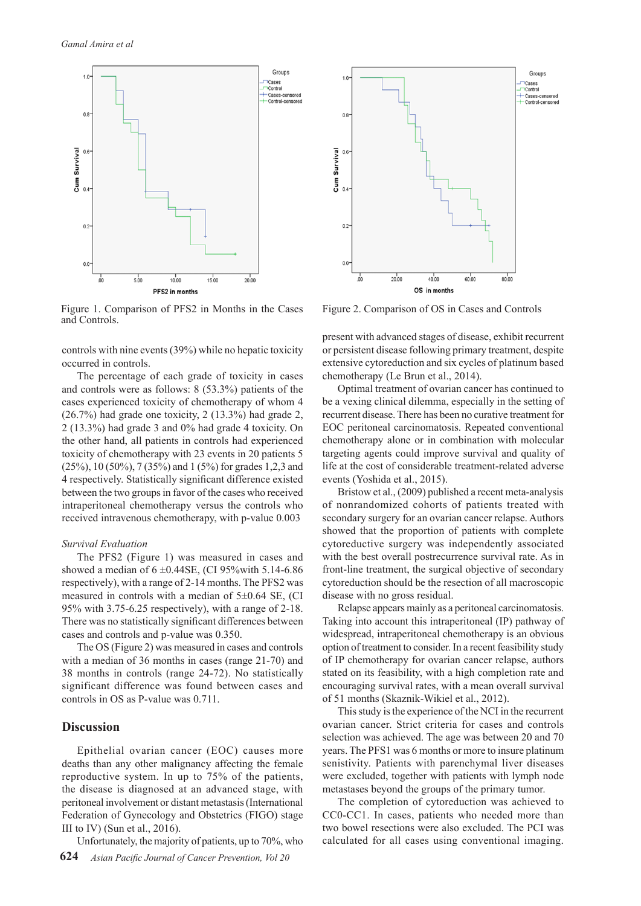Figure 1. Comparison of PFS2 in Months in the Cases and Controls.

Figure 2. Comparison of OS in Cases and Controls

controls with nine events (39%) while no hepatic toxicity occurred in controls.

The percentage of each grade of toxicity in cases and controls were as follows: 8 (53.3%) patients of the cases experienced toxicity of chemotherapy of whom 4 (26.7%) had grade one toxicity, 2 (13.3%) had grade 2, 2 (13.3%) had grade 3 and 0% had grade 4 toxicity. On the other hand, all patients in controls had experienced toxicity of chemotherapy with 23 events in 20 patients 5 (25%), 10 (50%), 7 (35%) and 1 (5%) for grades 1,2,3 and 4 respectively. Statistically significant difference existed between the two groups in favor of the cases who received intraperitoneal chemotherapy versus the controls who received intravenous chemotherapy, with p-value 0.003

*Survival Evaluation*

The PFS2 (Figure 1) was measured in cases and showed a median of 6 ±0.44SE, (CI 95%with 5.14-6.86 respectively), with a range of 2-14 months. The PFS2 was measured in controls with a median of 5±0.64 SE, (CI 95% with 3.75-6.25 respectively), with a range of 2-18. There was no statistically significant differences between cases and controls and p-value was 0.350.

The OS (Figure 2) was measured in cases and controls with a median of 36 months in cases (range 21-70) and 38 months in controls (range 24-72). No statistically significant difference was found between cases and controls in OS as P-value was 0.711.

## Discussion

Epithelial ovarian cancer (EOC) causes more deaths than any other malignancy affecting the female reproductive system. In up to 75% of the patients, the disease is diagnosed at an advanced stage, with peritoneal involvement or distant metastasis (International Federation of Gynecology and Obstetrics (FIGO) stage III to IV) (Sun et al., 2016).

Unfortunately, the majority of patients, up to 70%, who present with advanced stages of disease, exhibit recurrent or persistent disease following primary treatment, despite extensive cytoreduction and six cycles of platinum based chemotherapy (Le Brun et al., 2014).

Optimal treatment of ovarian cancer has continued to be a vexing clinical dilemma, especially in the setting of recurrent disease. There has been no curative treatment for EOC peritoneal carcinomatosis. Repeated conventional chemotherapy alone or in combination with molecular targeting agents could improve survival and quality of life at the cost of considerable treatment-related adverse events (Yoshida et al., 2015).

Bristow et al., (2009) published a recent meta-analysis of nonrandomized cohorts of patients treated with secondary surgery for an ovarian cancer relapse. Authors showed that the proportion of patients with complete cytoreductive surgery was independently associated with the best overall postrecurrence survival rate. As in front-line treatment, the surgical objective of secondary cytoreduction should be the resection of all macroscopic disease with no gross residual.

Relapse appears mainly as a peritoneal carcinomatosis. Taking into account this intraperitoneal (IP) pathway of widespread, intraperitoneal chemotherapy is an obvious option of treatment to consider. In a recent feasibility study of IP chemotherapy for ovarian cancer relapse, authors stated on its feasibility, with a high completion rate and encouraging survival rates, with a mean overall survival of 51 months (Skaznik-Wikiel et al., 2012).

This study is the experience of the NCI in the recurrent ovarian cancer. Strict criteria for cases and controls selection was achieved. The age was between 20 and 70 years. The PFS1 was 6 months or more to insure platinum senistivity. Patients with parenchymal liver diseases were excluded, together with patients with lymph node metastases beyond the groups of the primary tumor.

The completion of cytoreduction was achieved to CC0-CC1. In cases, patients who needed more than two bowel resections were also excluded. The PCI was calculated for all cases using conventional imaging.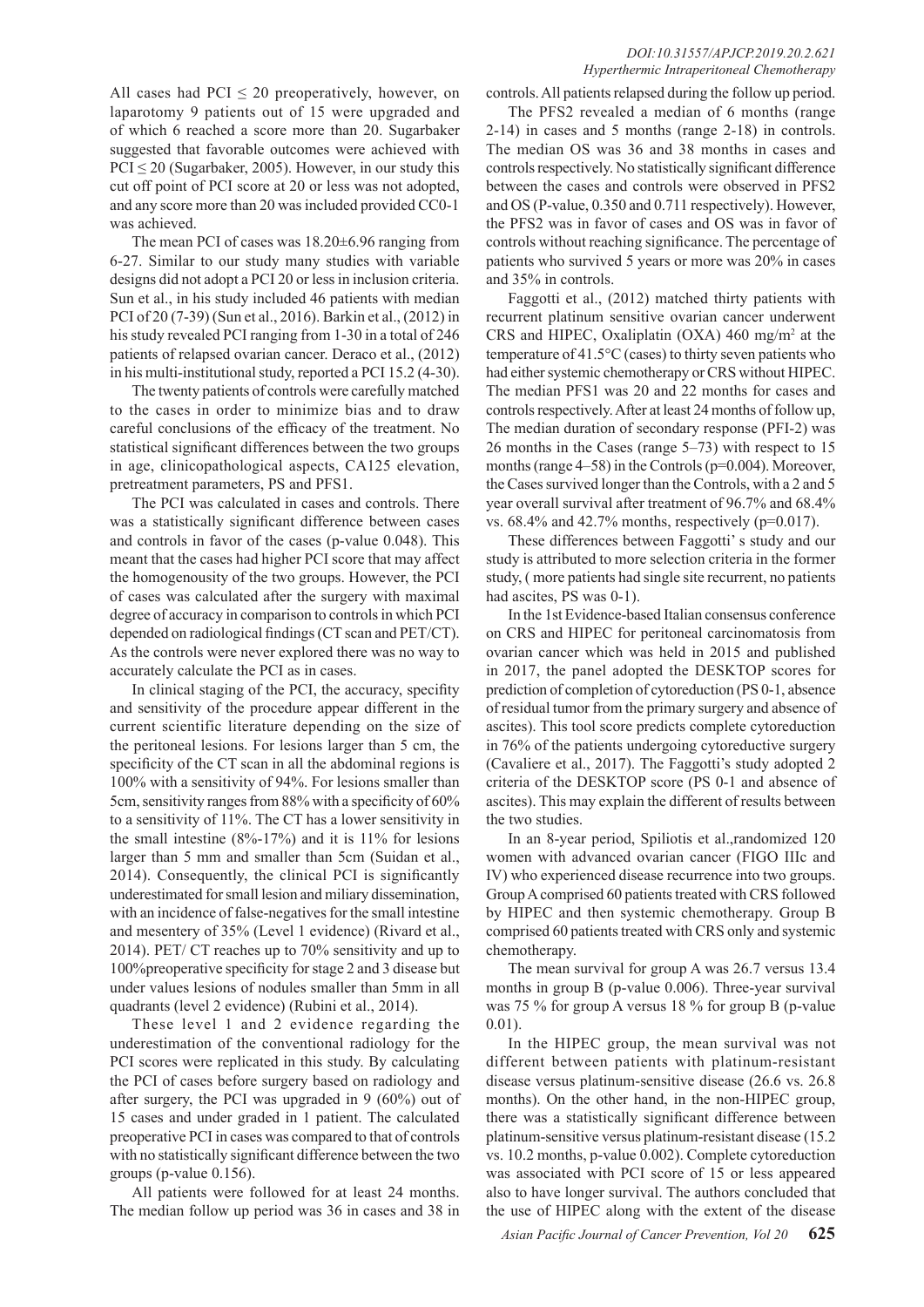All cases had PCI ≤ 20 preoperatively, however, on laparotomy 9 patients out of 15 were upgraded and of which 6 reached a score more than 20. Sugarbaker suggested that favorable outcomes were achieved with PCI ≤ 20 (Sugarbaker, 2005). However, in our study this cut off point of PCI score at 20 or less was not adopted, and any score more than 20 was included provided CC0-1 was achieved.

The mean PCI of cases was 18.20±6.96 ranging from 6-27. Similar to our study many studies with variable designs did not adopt a PCI 20 or less in inclusion criteria. Sun et al., in his study included 46 patients with median PCI of 20 (7-39) (Sun et al., 2016). Barkin et al., (2012) in his study revealed PCI ranging from 1-30 in a total of 246 patients of relapsed ovarian cancer. Deraco et al., (2012) in his multi-institutional study, reported a PCI 15.2 (4-30).

The twenty patients of controls were carefully matched to the cases in order to minimize bias and to draw careful conclusions of the efficacy of the treatment. No statistical significant differences between the two groups in age, clinicopathological aspects, CA125 elevation, pretreatment parameters, PS and PFS1.

The PCI was calculated in cases and controls. There was a statistically significant difference between cases and controls in favor of the cases (p-value 0.048). This meant that the cases had higher PCI score that may affect the homogenousity of the two groups. However, the PCI of cases was calculated after the surgery with maximal degree of accuracy in comparison to controls in which PCI depended on radiological findings (CT scan and PET/CT). As the controls were never explored there was no way to accurately calculate the PCI as in cases.

In clinical staging of the PCI, the accuracy, specifity and sensitivity of the procedure appear different in the current scientific literature depending on the size of the peritoneal lesions. For lesions larger than 5 cm, the specificity of the CT scan in all the abdominal regions is 100% with a sensitivity of 94%. For lesions smaller than 5cm, sensitivity ranges from 88% with a specificity of 60% to a sensitivity of 11%. The CT has a lower sensitivity in the small intestine (8%-17%) and it is 11% for lesions larger than 5 mm and smaller than 5cm (Suidan et al., 2014). Consequently, the clinical PCI is significantly underestimated for small lesion and miliary dissemination, with an incidence of false-negatives for the small intestine and mesentery of 35% (Level 1 evidence) (Rivard et al., 2014). PET/ CT reaches up to 70% sensitivity and up to 100%preoperative specificity for stage 2 and 3 disease but under values lesions of nodules smaller than 5mm in all quadrants (level 2 evidence) (Rubini et al., 2014).

These level 1 and 2 evidence regarding the underestimation of the conventional radiology for the PCI scores were replicated in this study. By calculating the PCI of cases before surgery based on radiology and after surgery, the PCI was upgraded in 9 (60%) out of 15 cases and under graded in 1 patient. The calculated preoperative PCI in cases was compared to that of controls with no statistically significant difference between the two groups (p-value 0.156).

All patients were followed for at least 24 months. The median follow up period was 36 in cases and 38 in controls. All patients relapsed during the follow up period.

The PFS2 revealed a median of 6 months (range 2-14) in cases and 5 months (range 2-18) in controls. The median OS was 36 and 38 months in cases and controls respectively. No statistically significant difference between the cases and controls were observed in PFS2 and OS (P-value, 0.350 and 0.711 respectively). However, the PFS2 was in favor of cases and OS was in favor of controls without reaching significance. The percentage of patients who survived 5 years or more was 20% in cases and 35% in controls.

Faggotti et al., (2012) matched thirty patients with recurrent platinum sensitive ovarian cancer underwent CRS and HIPEC, Oxaliplatin (OXA) 460 mg/m$^2$ at the temperature of 41.5°C (cases) to thirty seven patients who had either systemic chemotherapy or CRS without HIPEC. The median PFS1 was 20 and 22 months for cases and controls respectively. After at least 24 months of follow up, The median duration of secondary response (PFI-2) was 26 months in the Cases (range 5–73) with respect to 15 months (range 4–58) in the Controls (p=0.004). Moreover, the Cases survived longer than the Controls, with a 2 and 5 year overall survival after treatment of 96.7% and 68.4% vs. 68.4% and 42.7% months, respectively (p=0.017).

These differences between Faggotti' s study and our study is attributed to more selection criteria in the former study, ( more patients had single site recurrent, no patients had ascites, PS was 0-1).

In the 1st Evidence-based Italian consensus conference on CRS and HIPEC for peritoneal carcinomatosis from ovarian cancer which was held in 2015 and published in 2017, the panel adopted the DESKTOP scores for prediction of completion of cytoreduction (PS 0-1, absence of residual tumor from the primary surgery and absence of ascites). This tool score predicts complete cytoreduction in 76% of the patients undergoing cytoreductive surgery (Cavaliere et al., 2017). The Faggotti's study adopted 2 criteria of the DESKTOP score (PS 0-1 and absence of ascites). This may explain the different of results between the two studies.

In an 8-year period, Spiliotis et al.,randomized 120 women with advanced ovarian cancer (FIGO IIIc and IV) who experienced disease recurrence into two groups. Group A comprised 60 patients treated with CRS followed by HIPEC and then systemic chemotherapy. Group B comprised 60 patients treated with CRS only and systemic chemotherapy.

The mean survival for group A was 26.7 versus 13.4 months in group B (p-value 0.006). Three-year survival was 75 % for group A versus 18 % for group B (p-value 0.01).

In the HIPEC group, the mean survival was not different between patients with platinum-resistant disease versus platinum-sensitive disease (26.6 vs. 26.8 months). On the other hand, in the non-HIPEC group, there was a statistically significant difference between platinum-sensitive versus platinum-resistant disease (15.2 vs. 10.2 months, p-value 0.002). Complete cytoreduction was associated with PCI score of 15 or less appeared also to have longer survival. The authors concluded that the use of HIPEC along with the extent of the disease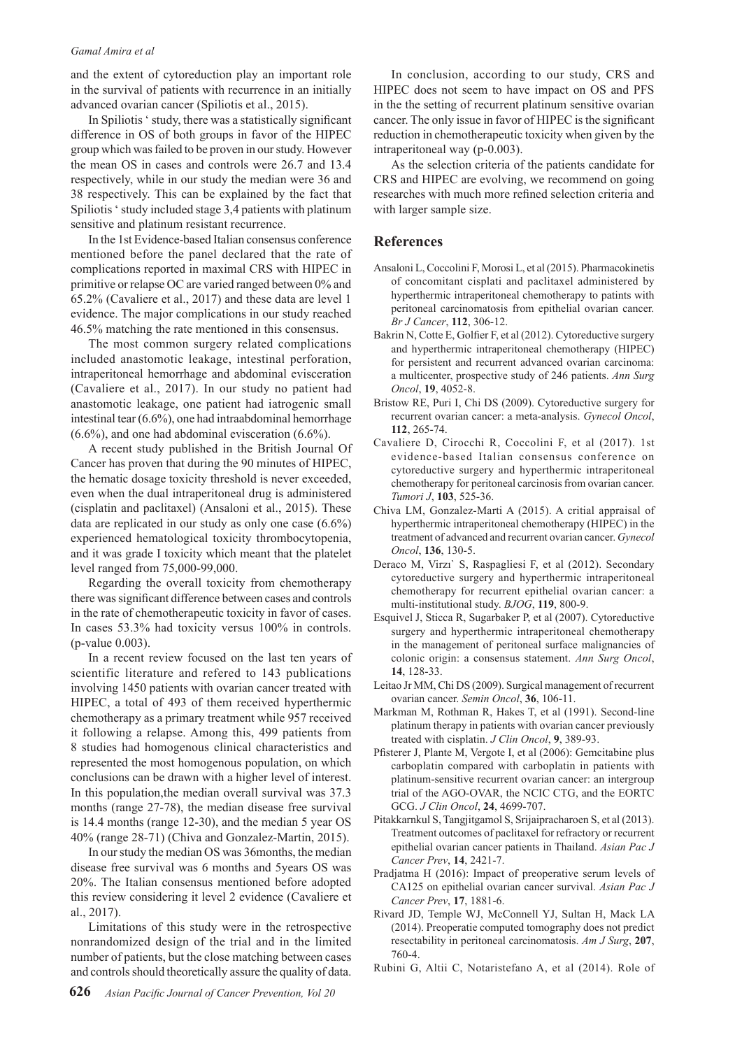and the extent of cytoreduction play an important role in the survival of patients with recurrence in an initially advanced ovarian cancer (Spiliotis et al., 2015).

In Spiliotis ' study, there was a statistically significant difference in OS of both groups in favor of the HIPEC group which was failed to be proven in our study. However the mean OS in cases and controls were 26.7 and 13.4 respectively, while in our study the median were 36 and 38 respectively. This can be explained by the fact that Spiliotis ' study included stage 3,4 patients with platinum sensitive and platinum resistant recurrence.

In the 1st Evidence-based Italian consensus conference mentioned before the panel declared that the rate of complications reported in maximal CRS with HIPEC in primitive or relapse OC are varied ranged between 0% and 65.2% (Cavaliere et al., 2017) and these data are level 1 evidence. The major complications in our study reached 46.5% matching the rate mentioned in this consensus.

The most common surgery related complications included anastomotic leakage, intestinal perforation, intraperitoneal hemorrhage and abdominal evisceration (Cavaliere et al., 2017). In our study no patient had anastomotic leakage, one patient had iatrogenic small intestinal tear (6.6%), one had intraabdominal hemorrhage (6.6%), and one had abdominal evisceration (6.6%).

A recent study published in the British Journal Of Cancer has proven that during the 90 minutes of HIPEC, the hematic dosage toxicity threshold is never exceeded, even when the dual intraperitoneal drug is administered (cisplatin and paclitaxel) (Ansaloni et al., 2015). These data are replicated in our study as only one case (6.6%) experienced hematological toxicity thrombocytopenia, and it was grade I toxicity which meant that the platelet level ranged from 75,000-99,000.

Regarding the overall toxicity from chemotherapy there was significant difference between cases and controls in the rate of chemotherapeutic toxicity in favor of cases. In cases 53.3% had toxicity versus 100% in controls. (p-value 0.003).

In a recent review focused on the last ten years of scientific literature and refered to 143 publications involving 1450 patients with ovarian cancer treated with HIPEC, a total of 493 of them received hyperthermic chemotherapy as a primary treatment while 957 received it following a relapse. Among this, 499 patients from 8 studies had homogenous clinical characteristics and represented the most homogenous population, on which conclusions can be drawn with a higher level of interest. In this population,the median overall survival was 37.3 months (range 27-78), the median disease free survival is 14.4 months (range 12-30), and the median 5 year OS 40% (range 28-71) (Chiva and Gonzalez-Martin, 2015).

In our study the median OS was 36months, the median disease free survival was 6 months and 5years OS was 20%. The Italian consensus mentioned before adopted this review considering it level 2 evidence (Cavaliere et al., 2017).

Limitations of this study were in the retrospective nonrandomized design of the trial and in the limited number of patients, but the close matching between cases and controls should theoretically assure the quality of data.

In conclusion, according to our study, CRS and HIPEC does not seem to have impact on OS and PFS in the the setting of recurrent platinum sensitive ovarian cancer. The only issue in favor of HIPEC is the significant reduction in chemotherapeutic toxicity when given by the intraperitoneal way (p-0.003).

As the selection criteria of the patients candidate for CRS and HIPEC are evolving, we recommend on going researches with much more refined selection criteria and with larger sample size.

## References

Ansaloni L, Coccolini F, Morosi L, et al (2015). Pharmacokinetis of concomitant cisplati and paclitaxel administered by hyperthermic intraperitoneal chemotherapy to patints with peritoneal carcinomatosis from epithelial ovarian cancer. *Br J Cancer*, **112**, 306-12.

Bakrin N, Cotte E, Golfier F, et al (2012). Cytoreductive surgery and hyperthermic intraperitoneal chemotherapy (HIPEC) for persistent and recurrent advanced ovarian carcinoma: a multicenter, prospective study of 246 patients. *Ann Surg Oncol*, **19**, 4052-8.

Bristow RE, Puri I, Chi DS (2009). Cytoreductive surgery for recurrent ovarian cancer: a meta-analysis. *Gynecol Oncol*, **112**, 265-74.

Cavaliere D, Cirocchi R, Coccolini F, et al (2017). 1st evidence-based Italian consensus conference on cytoreductive surgery and hyperthermic intraperitoneal chemotherapy for peritoneal carcinosis from ovarian cancer. *Tumori J*, **103**, 525-36.

Chiva LM, Gonzalez-Marti A (2015). A critial appraisal of hyperthermic intraperitoneal chemotherapy (HIPEC) in the treatment of advanced and recurrent ovarian cancer. *Gynecol Oncol*, **136**, 130-5.

Deraco M, Virzı` S, Raspagliesi F, et al (2012). Secondary cytoreductive surgery and hyperthermic intraperitoneal chemotherapy for recurrent epithelial ovarian cancer: a multi-institutional study. *BJOG*, **119**, 800-9.

Esquivel J, Sticca R, Sugarbaker P, et al (2007). Cytoreductive surgery and hyperthermic intraperitoneal chemotherapy in the management of peritoneal surface malignancies of colonic origin: a consensus statement. *Ann Surg Oncol*, **14**, 128-33.

Leitao Jr MM, Chi DS (2009). Surgical management of recurrent ovarian cancer. *Semin Oncol*, **36**, 106-11.

Markman M, Rothman R, Hakes T, et al (1991). Second-line platinum therapy in patients with ovarian cancer previously treated with cisplatin. *J Clin Oncol*, **9**, 389-93.

Pfisterer J, Plante M, Vergote I, et al (2006): Gemcitabine plus carboplatin compared with carboplatin in patients with platinum-sensitive recurrent ovarian cancer: an intergroup trial of the AGO-OVAR, the NCIC CTG, and the EORTC GCG. *J Clin Oncol*, **24**, 4699-707.

Pitakkarnkul S, Tangjitgamol S, Srijaipracharoen S, et al (2013). Treatment outcomes of paclitaxel for refractory or recurrent epithelial ovarian cancer patients in Thailand. *Asian Pac J Cancer Prev*, **14**, 2421-7.

Pradjatma H (2016): Impact of preoperative serum levels of CA125 on epithelial ovarian cancer survival. *Asian Pac J Cancer Prev*, **17**, 1881-6.

Rivard JD, Temple WJ, McConnell YJ, Sultan H, Mack LA (2014). Preoperatie computed tomography does not predict resectability in peritoneal carcinomatosis. *Am J Surg*, **207**, 760-4.

Rubini G, Altii C, Notaristefano A, et al (2014). Role of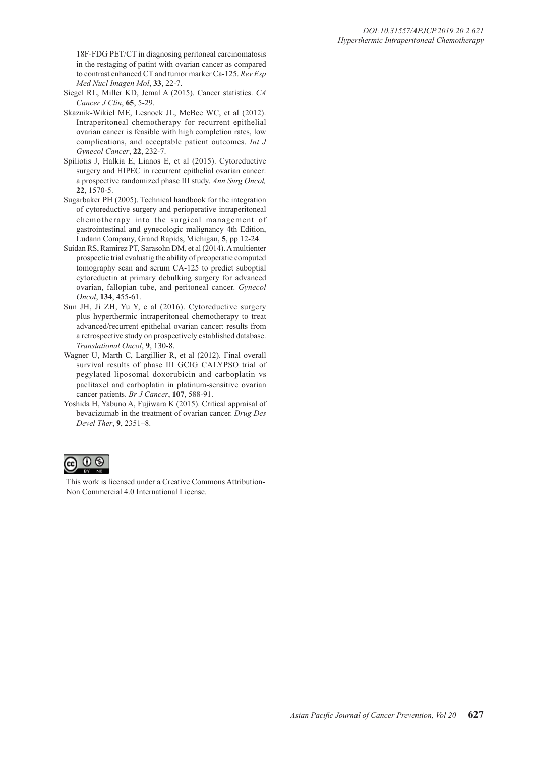18F-FDG PET/CT in diagnosing peritoneal carcinomatosis in the restaging of patint with ovarian cancer as compared to contrast enhanced CT and tumor marker Ca-125. *Rev Esp Med Nucl Imagen Mol*, **33**, 22-7.

Siegel RL, Miller KD, Jemal A (2015). Cancer statistics. *CA Cancer J Clin*, **65**, 5-29.

Skaznik-Wikiel ME, Lesnock JL, McBee WC, et al (2012). Intraperitoneal chemotherapy for recurrent epithelial ovarian cancer is feasible with high completion rates, low complications, and acceptable patient outcomes. *Int J Gynecol Cancer*, **22**, 232-7.

Spiliotis J, Halkia E, Lianos E, et al (2015). Cytoreductive surgery and HIPEC in recurrent epithelial ovarian cancer: a prospective randomized phase III study. *Ann Surg Oncol,* **22**, 1570-5.

Sugarbaker PH (2005). Technical handbook for the integration of cytoreductive surgery and perioperative intraperitoneal chemotherapy into the surgical management of gastrointestinal and gynecologic malignancy 4th Edition, Ludann Company, Grand Rapids, Michigan, **5**, pp 12-24.

Suidan RS, Ramirez PT, Sarasohn DM, et al (2014). A multienter prospectie trial evaluatig the ability of preoperatie computed tomography scan and serum CA-125 to predict suboptial cytoreductin at primary debulking surgery for advanced ovarian, fallopian tube, and peritoneal cancer. *Gynecol Oncol*, **134**, 455-61.

Sun JH, Ji ZH, Yu Y, e al (2016). Cytoreductive surgery plus hyperthermic intraperitoneal chemotherapy to treat advanced/recurrent epithelial ovarian cancer: results from a retrospective study on prospectively established database. *Translational Oncol*, **9**, 130-8.

Wagner U, Marth C, Largillier R, et al (2012). Final overall survival results of phase III GCIG CALYPSO trial of pegylated liposomal doxorubicin and carboplatin vs paclitaxel and carboplatin in platinum-sensitive ovarian cancer patients. *Br J Cancer*, **107**, 588-91.

Yoshida H, Yabuno A, Fujiwara K (2015). Critical appraisal of bevacizumab in the treatment of ovarian cancer. *Drug Des Devel Ther*, **9**, 2351–8.

This work is licensed under a Creative Commons Attribution-Non Commercial 4.0 International License.